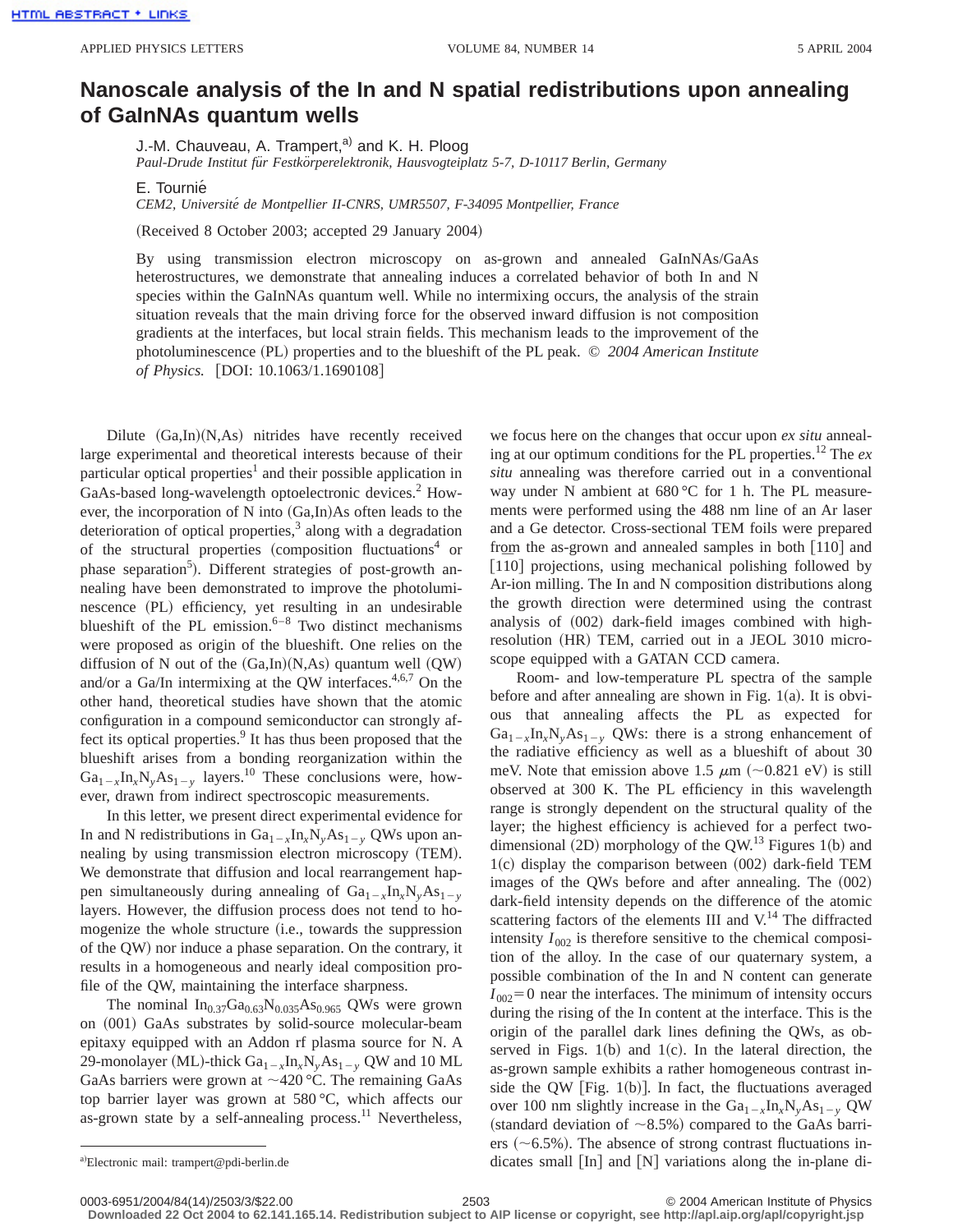# Nanoscale analysis of the In and N spatial redistributions upon annealing of GaInNAs quantum wells

J.-M. Chauveau, A. Trampert,[a] and K. H. Ploog

*Paul-Drude Institut für Festkörperelektronik, Hausvogteiplatz 5-7, D-10117 Berlin, Germany*

E. Tournié

*CEM2, Université de Montpellier II-CNRS, UMR5507, F-34095 Montpellier, France*

(Received 8 October 2003; accepted 29 January 2004)

By using transmission electron microscopy on as-grown and annealed GaInNAs/GaAs heterostructures, we demonstrate that annealing induces a correlated behavior of both In and N species within the GaInNAs quantum well. While no intermixing occurs, the analysis of the strain situation reveals that the main driving force for the observed inward diffusion is not composition gradients at the interfaces, but local strain fields. This mechanism leads to the improvement of the photoluminescence (PL) properties and to the blueshift of the PL peak. © *2004 American Institute of Physics.* [DOI: 10.1063/1.1690108]

Dilute (Ga,In)(N,As) nitrides have recently received large experimental and theoretical interests because of their particular optical properties[1] and their possible application in GaAs-based long-wavelength optoelectronic devices.[2] However, the incorporation of N into (Ga,In)As often leads to the deterioration of optical properties,[3] along with a degradation of the structural properties (composition fluctuations[4] or phase separation[5]). Different strategies of post-growth annealing have been demonstrated to improve the photoluminescence (PL) efficiency, yet resulting in an undesirable blueshift of the PL emission.[6–8] Two distinct mechanisms were proposed as origin of the blueshift. One relies on the diffusion of N out of the (Ga,In)(N,As) quantum well (QW) and/or a Ga/In intermixing at the QW interfaces.[4,6,7] On the other hand, theoretical studies have shown that the atomic configuration in a compound semiconductor can strongly affect its optical properties.[9] It has thus been proposed that the blueshift arises from a bonding reorganization within the $Ga_{1-x}In_xN_yAs_{1-y}$ layers.[10] These conclusions were, however, drawn from indirect spectroscopic measurements.

In this letter, we present direct experimental evidence for In and N redistributions in $Ga_{1-x}In_xN_yAs_{1-y}$ QWs upon annealing by using transmission electron microscopy (TEM). We demonstrate that diffusion and local rearrangement happen simultaneously during annealing of $Ga_{1-x}In_xN_yAs_{1-y}$ layers. However, the diffusion process does not tend to homogenize the whole structure (i.e., towards the suppression of the QW) nor induce a phase separation. On the contrary, it results in a homogeneous and nearly ideal composition profile of the QW, maintaining the interface sharpness.

The nominal $In_{0.37}Ga_{0.63}N_{0.035}As_{0.965}$ QWs were grown on (001) GaAs substrates by solid-source molecular-beam epitaxy equipped with an Addon rf plasma source for N. A 29-monolayer (ML)-thick $Ga_{1-x}In_xN_yAs_{1-y}$ QW and 10 ML GaAs barriers were grown at ~420 °C. The remaining GaAs top barrier layer was grown at 580 °C, which affects our as-grown state by a self-annealing process.[11] Nevertheless, we focus here on the changes that occur upon *ex situ* annealing at our optimum conditions for the PL properties.[12] The *ex situ* annealing was therefore carried out in a conventional way under N ambient at 680 °C for 1 h. The PL measurements were performed using the 488 nm line of an Ar laser and a Ge detector. Cross-sectional TEM foils were prepared from the as-grown and annealed samples in both [110] and [1$\bar{1}$0] projections, using mechanical polishing followed by Ar-ion milling. The In and N composition distributions along the growth direction were determined using the contrast analysis of (002) dark-field images combined with high-resolution (HR) TEM, carried out in a JEOL 3010 microscope equipped with a GATAN CCD camera.

Room- and low-temperature PL spectra of the sample before and after annealing are shown in Fig. 1(a). It is obvious that annealing affects the PL as expected for $Ga_{1-x}In_xN_yAs_{1-y}$ QWs: there is a strong enhancement of the radiative efficiency as well as a blueshift of about 30 meV. Note that emission above 1.5 $\mu$m (~0.821 eV) is still observed at 300 K. The PL efficiency in this wavelength range is strongly dependent on the structural quality of the layer; the highest efficiency is achieved for a perfect two-dimensional (2D) morphology of the QW.[13] Figures 1(b) and 1(c) display the comparison between (002) dark-field TEM images of the QWs before and after annealing. The (002) dark-field intensity depends on the difference of the atomic scattering factors of the elements III and V.[14] The diffracted intensity $I_{002}$ is therefore sensitive to the chemical composition of the alloy. In the case of our quaternary system, a possible combination of the In and N content can generate $I_{002}=0$ near the interfaces. The minimum of intensity occurs during the rising of the In content at the interface. This is the origin of the parallel dark lines defining the QWs, as observed in Figs. 1(b) and 1(c). In the lateral direction, the as-grown sample exhibits a rather homogeneous contrast inside the QW [Fig. 1(b)]. In fact, the fluctuations averaged over 100 nm slightly increase in the $Ga_{1-x}In_xN_yAs_{1-y}$ QW (standard deviation of ~8.5%) compared to the GaAs barriers (~6.5%). The absence of strong contrast fluctuations indicates small [In] and [N] variations along the in-plane di-

[a]Electronic mail: trampert@pdi-berlin.de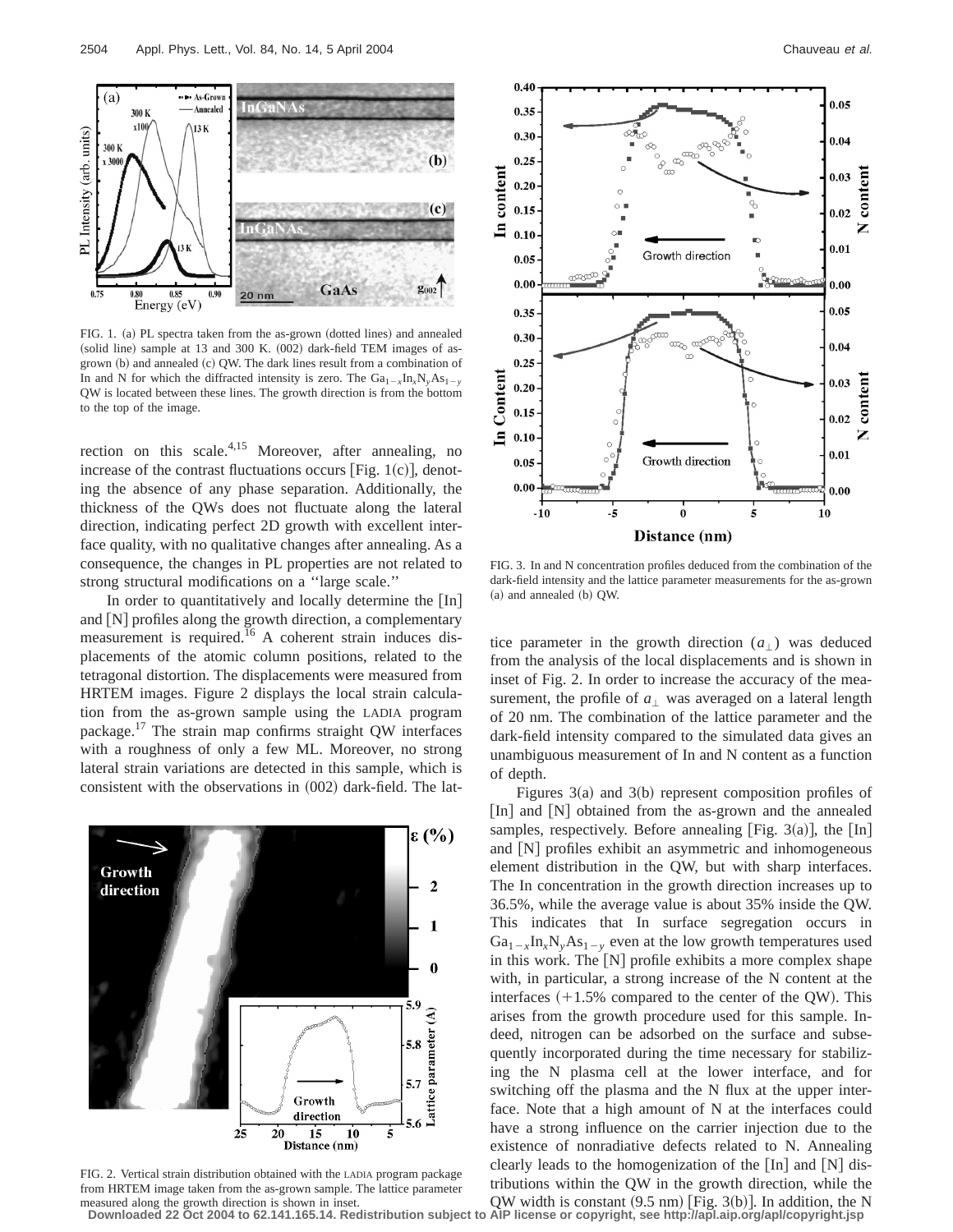FIG. 1. (a) PL spectra taken from the as-grown (dotted lines) and annealed (solid line) sample at 13 and 300 K. (002) dark-field TEM images of as-grown (b) and annealed (c) QW. The dark lines result from a combination of In and N for which the diffracted intensity is zero. The $Ga_{1-x}In_xN_yAs_{1-y}$ QW is located between these lines. The growth direction is from the bottom to the top of the image.

rection on this scale.[4,15] Moreover, after annealing, no increase of the contrast fluctuations occurs [Fig. 1(c)], denoting the absence of any phase separation. Additionally, the thickness of the QWs does not fluctuate along the lateral direction, indicating perfect 2D growth with excellent interface quality, with no qualitative changes after annealing. As a consequence, the changes in PL properties are not related to strong structural modifications on a ''large scale.''

In order to quantitatively and locally determine the [In] and [N] profiles along the growth direction, a complementary measurement is required.[16] A coherent strain induces displacements of the atomic column positions, related to the tetragonal distortion. The displacements were measured from HRTEM images. Figure 2 displays the local strain calculation from the as-grown sample using the LADIA program package.[17] The strain map confirms straight QW interfaces with a roughness of only a few ML. Moreover, no strong lateral strain variations are detected in this sample, which is consistent with the observations in (002) dark-field. The lattice parameter in the growth direction ($a_\perp$) was deduced from the analysis of the local displacements and is shown in inset of Fig. 2. In order to increase the accuracy of the measurement, the profile of $a_\perp$ was averaged on a lateral length of 20 nm. The combination of the lattice parameter and the dark-field intensity compared to the simulated data gives an unambiguous measurement of In and N content as a function of depth.

FIG. 2. Vertical strain distribution obtained with the LADIA program package from HRTEM image taken from the as-grown sample. The lattice parameter measured along the growth direction is shown in inset.

FIG. 3. In and N concentration profiles deduced from the combination of the dark-field intensity and the lattice parameter measurements for the as-grown (a) and annealed (b) QW.

Figures 3(a) and 3(b) represent composition profiles of [In] and [N] obtained from the as-grown and the annealed samples, respectively. Before annealing [Fig. 3(a)], the [In] and [N] profiles exhibit an asymmetric and inhomogeneous element distribution in the QW, but with sharp interfaces. The In concentration in the growth direction increases up to 36.5%, while the average value is about 35% inside the QW. This indicates that In surface segregation occurs in $Ga_{1-x}In_xN_yAs_{1-y}$ even at the low growth temperatures used in this work. The [N] profile exhibits a more complex shape with, in particular, a strong increase of the N content at the interfaces (+1.5% compared to the center of the QW). This arises from the growth procedure used for this sample. Indeed, nitrogen can be adsorbed on the surface and subsequently incorporated during the time necessary for stabilizing the N plasma cell at the lower interface, and for switching off the plasma and the N flux at the upper interface. Note that a high amount of N at the interfaces could have a strong influence on the carrier injection due to the existence of nonradiative defects related to N. Annealing clearly leads to the homogenization of the [In] and [N] distributions within the QW in the growth direction, while the QW width is constant (9.5 nm) [Fig. 3(b)]. In addition, the N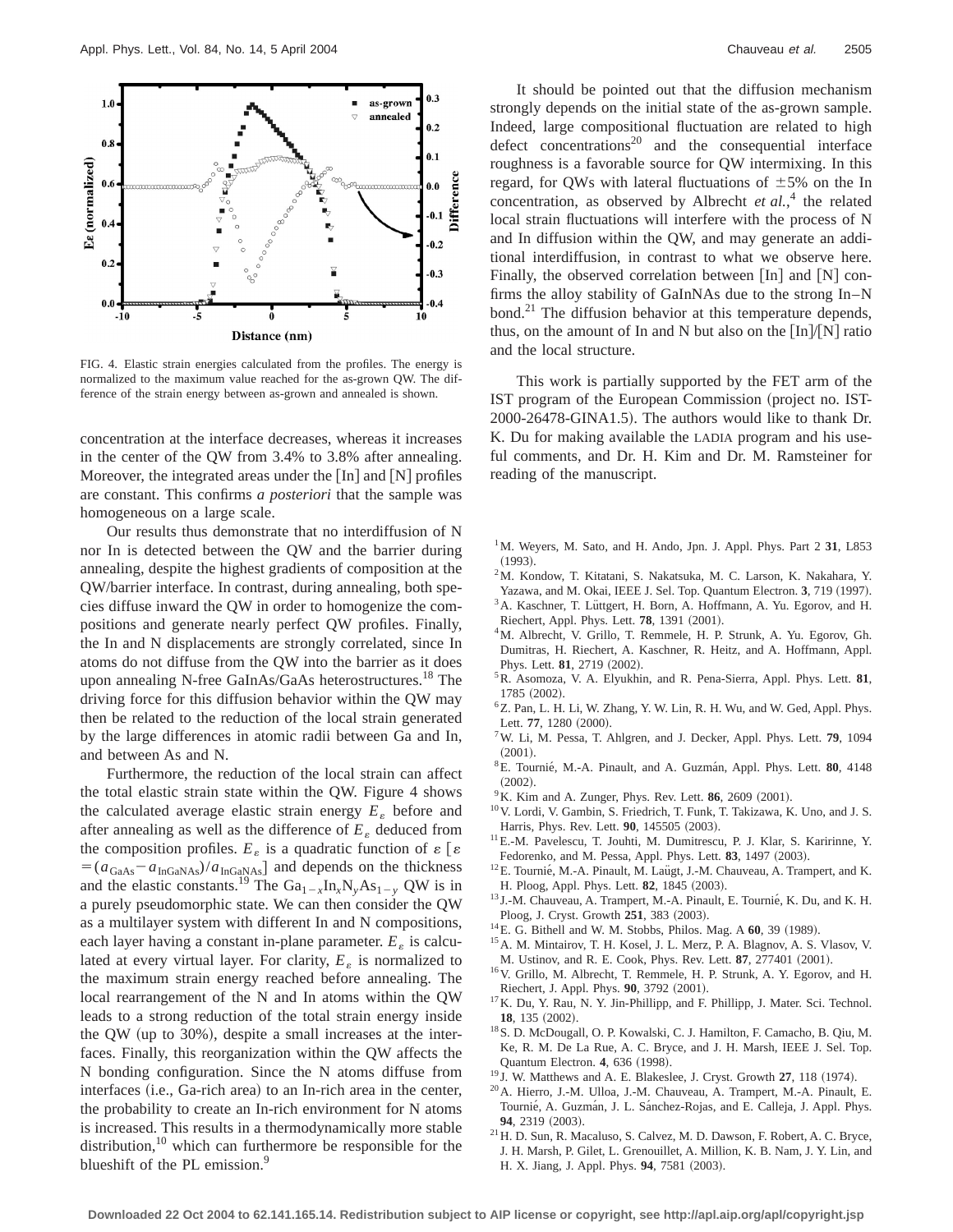as-grown
annealed

1.0
0.8
0.6
0.4
0.2
0.0

0.3
0.2
0.1
0.0
-0.1
-0.2
-0.3
-0.4

-10 -5 0 5 10

$E\varepsilon$ (normalized)

Difference

Distance (nm)

FIG. 4. Elastic strain energies calculated from the profiles. The energy is normalized to the maximum value reached for the as-grown QW. The difference of the strain energy between as-grown and annealed is shown.

concentration at the interface decreases, whereas it increases in the center of the QW from 3.4% to 3.8% after annealing. Moreover, the integrated areas under the [In] and [N] profiles are constant. This confirms *a posteriori* that the sample was homogeneous on a large scale.

Our results thus demonstrate that no interdiffusion of N nor In is detected between the QW and the barrier during annealing, despite the highest gradients of composition at the QW/barrier interface. In contrast, during annealing, both species diffuse inward the QW in order to homogenize the compositions and generate nearly perfect QW profiles. Finally, the In and N displacements are strongly correlated, since In atoms do not diffuse from the QW into the barrier as it does upon annealing N-free GaInAs/GaAs heterostructures.[18] The driving force for this diffusion behavior within the QW may then be related to the reduction of the local strain generated by the large differences in atomic radii between Ga and In, and between As and N.

Furthermore, the reduction of the local strain can affect the total elastic strain state within the QW. Figure 4 shows the calculated average elastic strain energy $E_\varepsilon$ before and after annealing as well as the difference of $E_\varepsilon$ deduced from the composition profiles. $E_\varepsilon$ is a quadratic function of $\varepsilon$ [$\varepsilon = (a_{\mathrm{GaAs}} - a_{\mathrm{InGaNAs}})/a_{\mathrm{InGaNAs}}$] and depends on the thickness and the elastic constants.[19] The $\mathrm{Ga}_{1-x}\mathrm{In}_x\mathrm{N}_y\mathrm{As}_{1-y}$ QW is in a purely pseudomorphic state. We can then consider the QW as a multilayer system with different In and N compositions, each layer having a constant in-plane parameter. $E_\varepsilon$ is calculated at every virtual layer. For clarity, $E_\varepsilon$ is normalized to the maximum strain energy reached before annealing. The local rearrangement of the N and In atoms within the QW leads to a strong reduction of the total strain energy inside the QW (up to 30%), despite a small increases at the interfaces. Finally, this reorganization within the QW affects the N bonding configuration. Since the N atoms diffuse from interfaces (i.e., Ga-rich area) to an In-rich area in the center, the probability to create an In-rich environment for N atoms is increased. This results in a thermodynamically more stable distribution,[10] which can furthermore be responsible for the blueshift of the PL emission.[9]

It should be pointed out that the diffusion mechanism strongly depends on the initial state of the as-grown sample. Indeed, large compositional fluctuation are related to high defect concentrations[20] and the consequential interface roughness is a favorable source for QW intermixing. In this regard, for QWs with lateral fluctuations of $\pm 5\%$ on the In concentration, as observed by Albrecht *et al.*,[4] the related local strain fluctuations will interfere with the process of N and In diffusion within the QW, and may generate an additional interdiffusion, in contrast to what we observe here. Finally, the observed correlation between [In] and [N] confirms the alloy stability of GaInNAs due to the strong In–N bond.[21] The diffusion behavior at this temperature depends, thus, on the amount of In and N but also on the [In]/[N] ratio and the local structure.

This work is partially supported by the FET arm of the IST program of the European Commission (project no. IST-2000-26478-GINA1.5). The authors would like to thank Dr. K. Du for making available the LADIA program and his useful comments, and Dr. H. Kim and Dr. M. Ramsteiner for reading of the manuscript.

[1] M. Weyers, M. Sato, and H. Ando, Jpn. J. Appl. Phys. Part 2 **31**, L853 (1993).
[2] M. Kondow, T. Kitatani, S. Nakatsuka, M. C. Larson, K. Nakahara, Y. Yazawa, and M. Okai, IEEE J. Sel. Top. Quantum Electron. **3**, 719 (1997).
[3] A. Kaschner, T. Lüttgert, H. Born, A. Hoffmann, A. Yu. Egorov, and H. Riechert, Appl. Phys. Lett. **78**, 1391 (2001).
[4] M. Albrecht, V. Grillo, T. Remmele, H. P. Strunk, A. Yu. Egorov, Gh. Dumitras, H. Riechert, A. Kaschner, R. Heitz, and A. Hoffmann, Appl. Phys. Lett. **81**, 2719 (2002).
[5] R. Asomoza, V. A. Elyukhin, and R. Pena-Sierra, Appl. Phys. Lett. **81**, 1785 (2002).
[6] Z. Pan, L. H. Li, W. Zhang, Y. W. Lin, R. H. Wu, and W. Ged, Appl. Phys. Lett. **77**, 1280 (2000).
[7] W. Li, M. Pessa, T. Ahlgren, and J. Decker, Appl. Phys. Lett. **79**, 1094 (2001).
[8] E. Tournié, M.-A. Pinault, and A. Guzmán, Appl. Phys. Lett. **80**, 4148 (2002).
[9] K. Kim and A. Zunger, Phys. Rev. Lett. **86**, 2609 (2001).
[10] V. Lordi, V. Gambin, S. Friedrich, T. Funk, T. Takizawa, K. Uno, and J. S. Harris, Phys. Rev. Lett. **90**, 145505 (2003).
[11] E.-M. Pavelescu, T. Jouhti, M. Dumitrescu, P. J. Klar, S. Karirinne, Y. Fedorenko, and M. Pessa, Appl. Phys. Lett. **83**, 1497 (2003).
[12] E. Tournié, M.-A. Pinault, M. Laügt, J.-M. Chauveau, A. Trampert, and K. H. Ploog, Appl. Phys. Lett. **82**, 1845 (2003).
[13] J.-M. Chauveau, A. Trampert, M.-A. Pinault, E. Tournié, K. Du, and K. H. Ploog, J. Cryst. Growth **251**, 383 (2003).
[14] E. G. Bithell and W. M. Stobbs, Philos. Mag. A **60**, 39 (1989).
[15] A. M. Mintairov, T. H. Kosel, J. L. Merz, P. A. Blagnov, A. S. Vlasov, V. M. Ustinov, and R. E. Cook, Phys. Rev. Lett. **87**, 277401 (2001).
[16] V. Grillo, M. Albrecht, T. Remmele, H. P. Strunk, A. Y. Egorov, and H. Riechert, J. Appl. Phys. **90**, 3792 (2001).
[17] K. Du, Y. Rau, N. Y. Jin-Phillipp, and F. Phillipp, J. Mater. Sci. Technol. **18**, 135 (2002).
[18] S. D. McDougall, O. P. Kowalski, C. J. Hamilton, F. Camacho, B. Qiu, M. Ke, R. M. De La Rue, A. C. Bryce, and J. H. Marsh, IEEE J. Sel. Top. Quantum Electron. **4**, 636 (1998).
[19] J. W. Matthews and A. E. Blakeslee, J. Cryst. Growth **27**, 118 (1974).
[20] A. Hierro, J.-M. Ulloa, J.-M. Chauveau, A. Trampert, M.-A. Pinault, E. Tournié, A. Guzmán, J. L. Sánchez-Rojas, and E. Calleja, J. Appl. Phys. **94**, 2319 (2003).
[21] H. D. Sun, R. Macaluso, S. Calvez, M. D. Dawson, F. Robert, A. C. Bryce, J. H. Marsh, P. Gilet, L. Grenouillet, A. Million, K. B. Nam, J. Y. Lin, and H. X. Jiang, J. Appl. Phys. **94**, 7581 (2003).